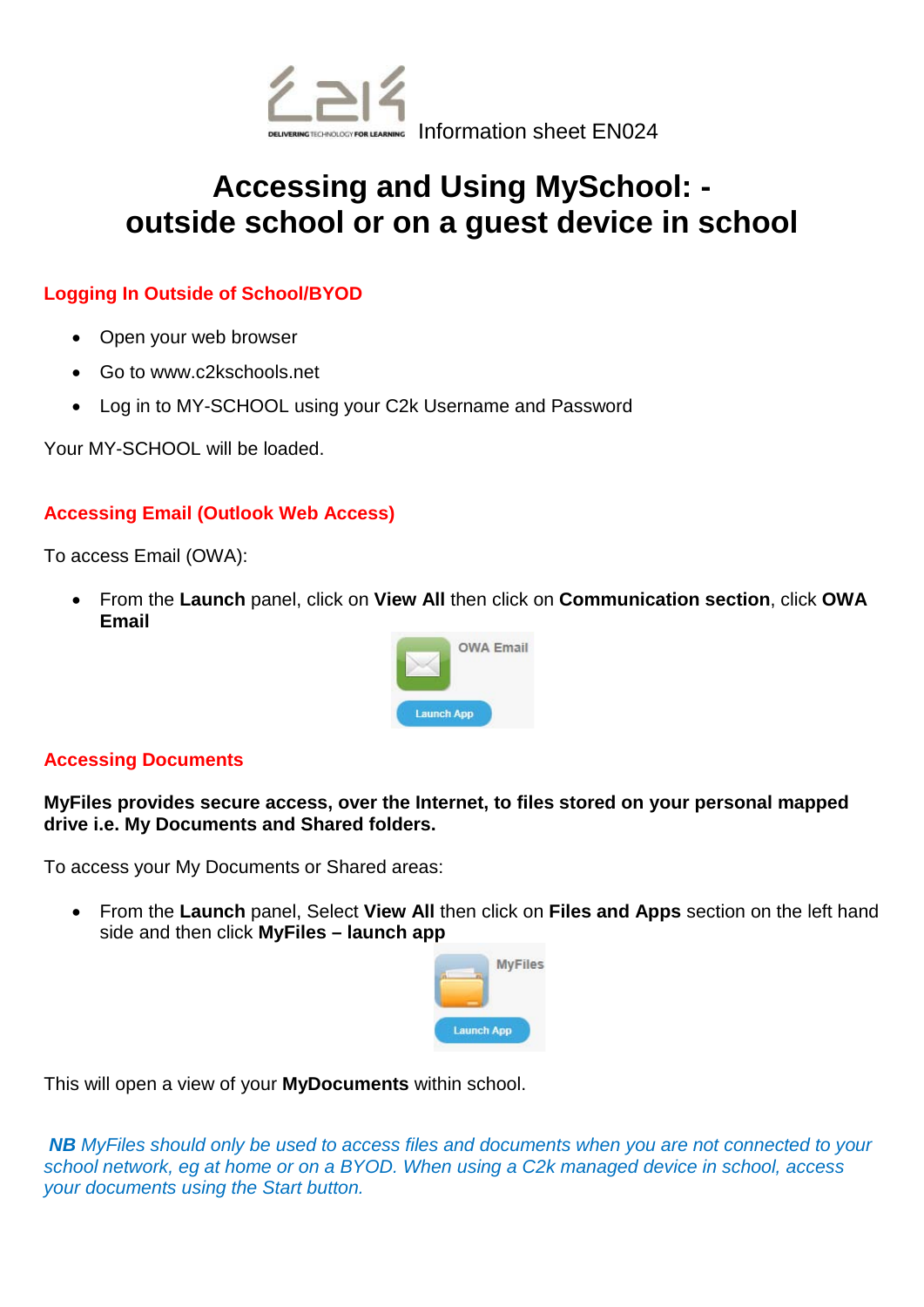Information sheet EN024

# Accessing and Using MySchool: - outside school or on a guest device in school

## Logging In Outside of School/BYOD

- Open your web browser
- Go to www.c2kschools.net
- Log in to MY-SCHOOL using your C2k Username and Password

Your MY-SCHOOL will be loaded.

## Accessing Email (Outlook Web Access)

To access Email (OWA):

- From the **Launch** panel, click on **View All** then click on **Communication section**, click **OWA Email**

## Accessing Documents

**MyFiles provides secure access, over the Internet, to files stored on your personal mapped drive i.e. My Documents and Shared folders.**

To access your My Documents or Shared areas:

- From the **Launch** panel, Select **View All** then click on **Files and Apps** section on the left hand side and then click **MyFiles – launch app**

This will open a view of your **MyDocuments** within school.

***NB** MyFiles should only be used to access files and documents when you are not connected to your school network, eg at home or on a BYOD. When using a C2k managed device in school, access your documents using the Start button.*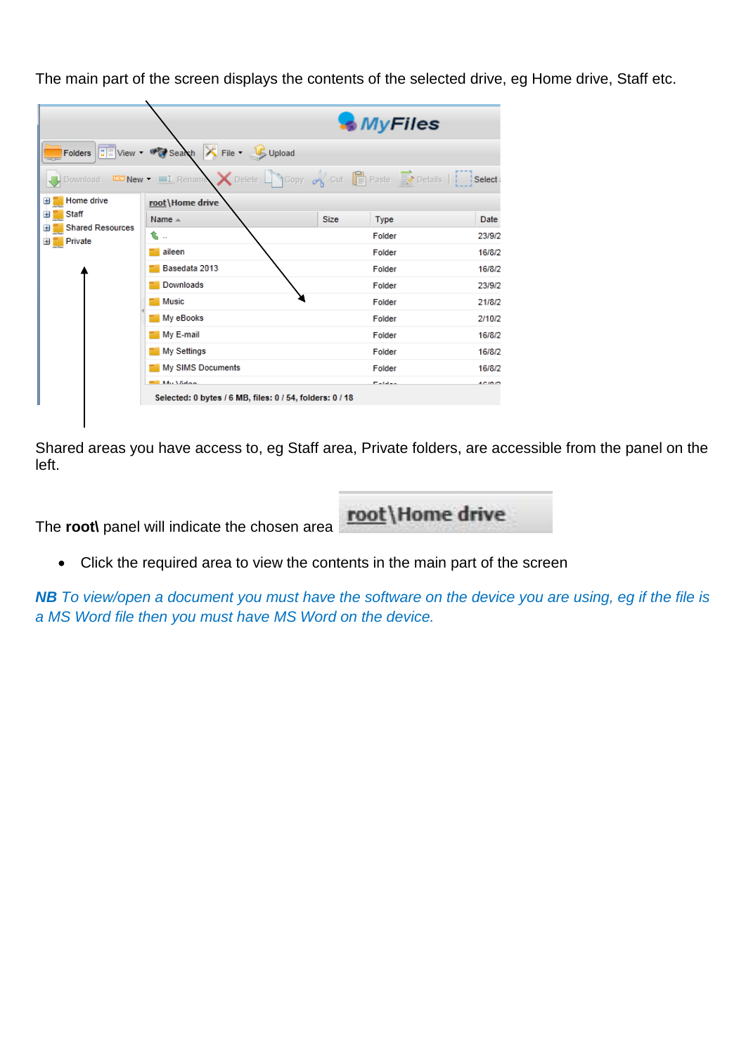The main part of the screen displays the contents of the selected drive, eg Home drive, Staff etc.

Shared areas you have access to, eg Staff area, Private folders, are accessible from the panel on the left.

The **root\** panel will indicate the chosen area

- Click the required area to view the contents in the main part of the screen

***NB** To view/open a document you must have the software on the device you are using, eg if the file is a MS Word file then you must have MS Word on the device.*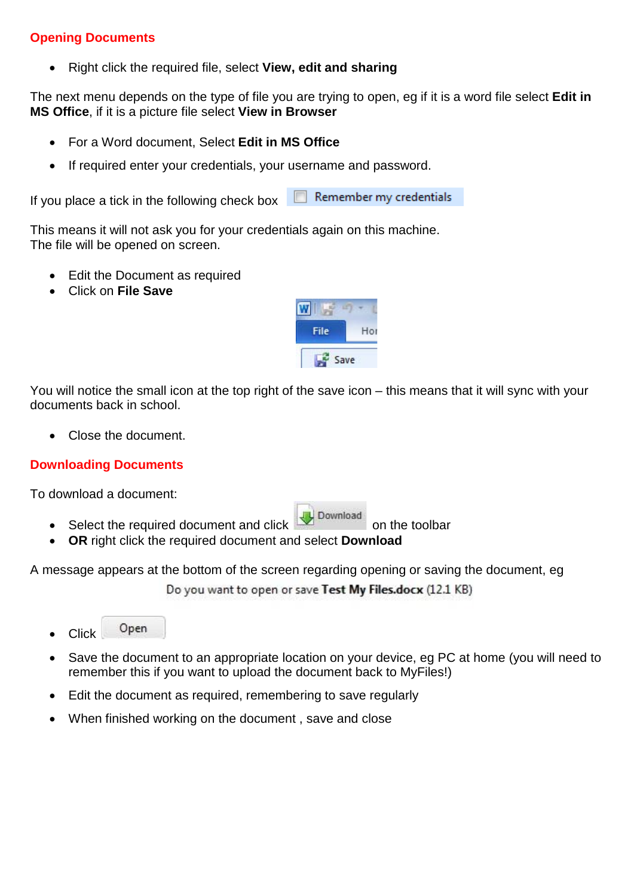## Opening Documents

- Right click the required file, select **View, edit and sharing**

The next menu depends on the type of file you are trying to open, eg if it is a word file select **Edit in MS Office**, if it is a picture file select **View in Browser**

- For a Word document, Select **Edit in MS Office**
- If required enter your credentials, your username and password.

If you place a tick in the following check box Remember my credentials

This means it will not ask you for your credentials again on this machine.
The file will be opened on screen.

- Edit the Document as required
- Click on **File Save**

You will notice the small icon at the top right of the save icon – this means that it will sync with your documents back in school.

- Close the document.

## Downloading Documents

To download a document:

- Select the required document and click Download on the toolbar
- **OR** right click the required document and select **Download**

A message appears at the bottom of the screen regarding opening or saving the document, eg

Do you want to open or save **Test My Files.docx** (12.1 KB)

- Click Open
- Save the document to an appropriate location on your device, eg PC at home (you will need to remember this if you want to upload the document back to MyFiles!)
- Edit the document as required, remembering to save regularly
- When finished working on the document , save and close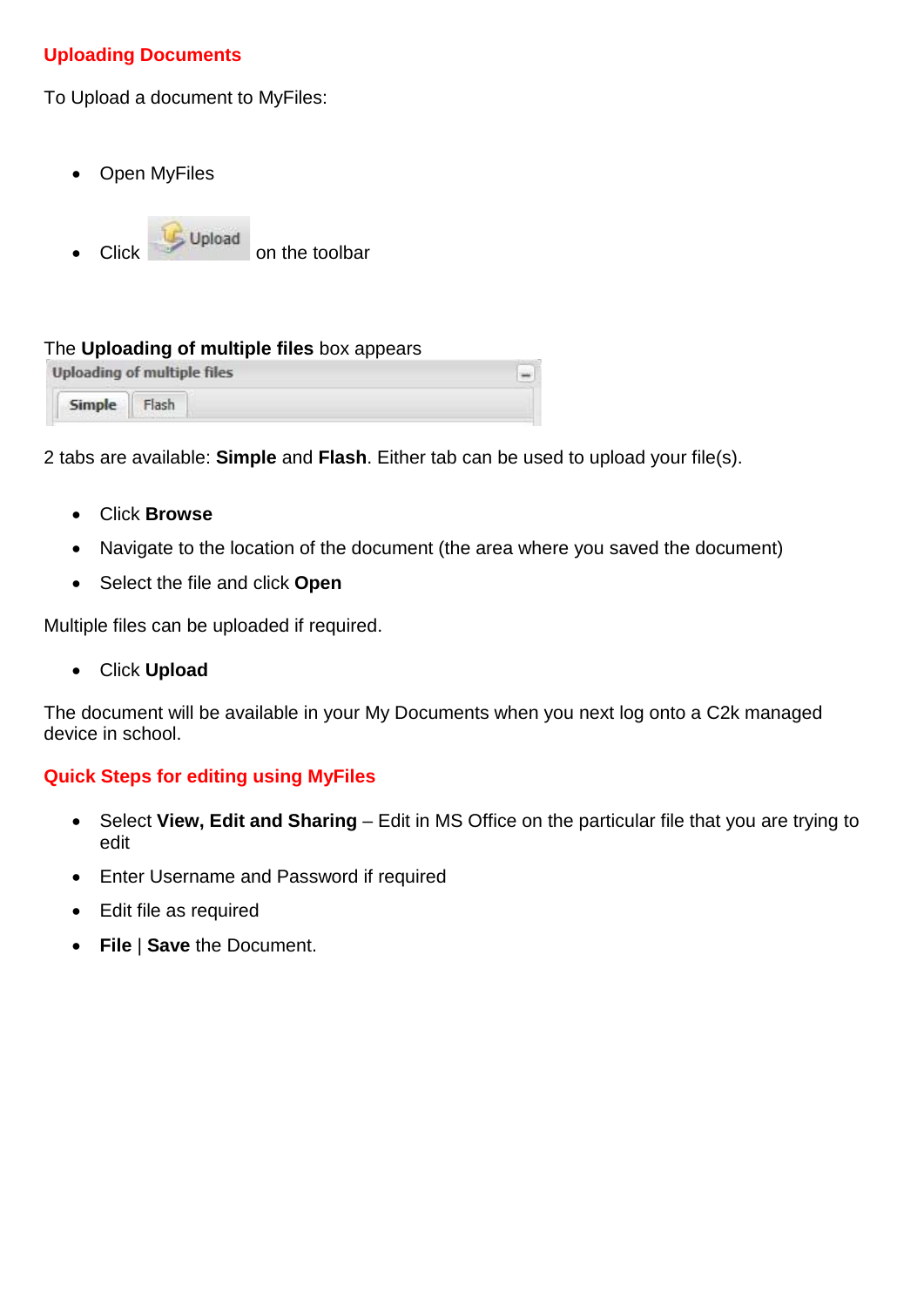## Uploading Documents

To Upload a document to MyFiles:

- Open MyFiles
- Click Upload on the toolbar

The **Uploading of multiple files** box appears

Uploading of multiple files

Simple Flash

2 tabs are available: **Simple** and **Flash**. Either tab can be used to upload your file(s).

- Click **Browse**
- Navigate to the location of the document (the area where you saved the document)
- Select the file and click **Open**

Multiple files can be uploaded if required.

- Click **Upload**

The document will be available in your My Documents when you next log onto a C2k managed device in school.

## Quick Steps for editing using MyFiles

- Select **View, Edit and Sharing** – Edit in MS Office on the particular file that you are trying to edit
- Enter Username and Password if required
- Edit file as required
- **File** | **Save** the Document.